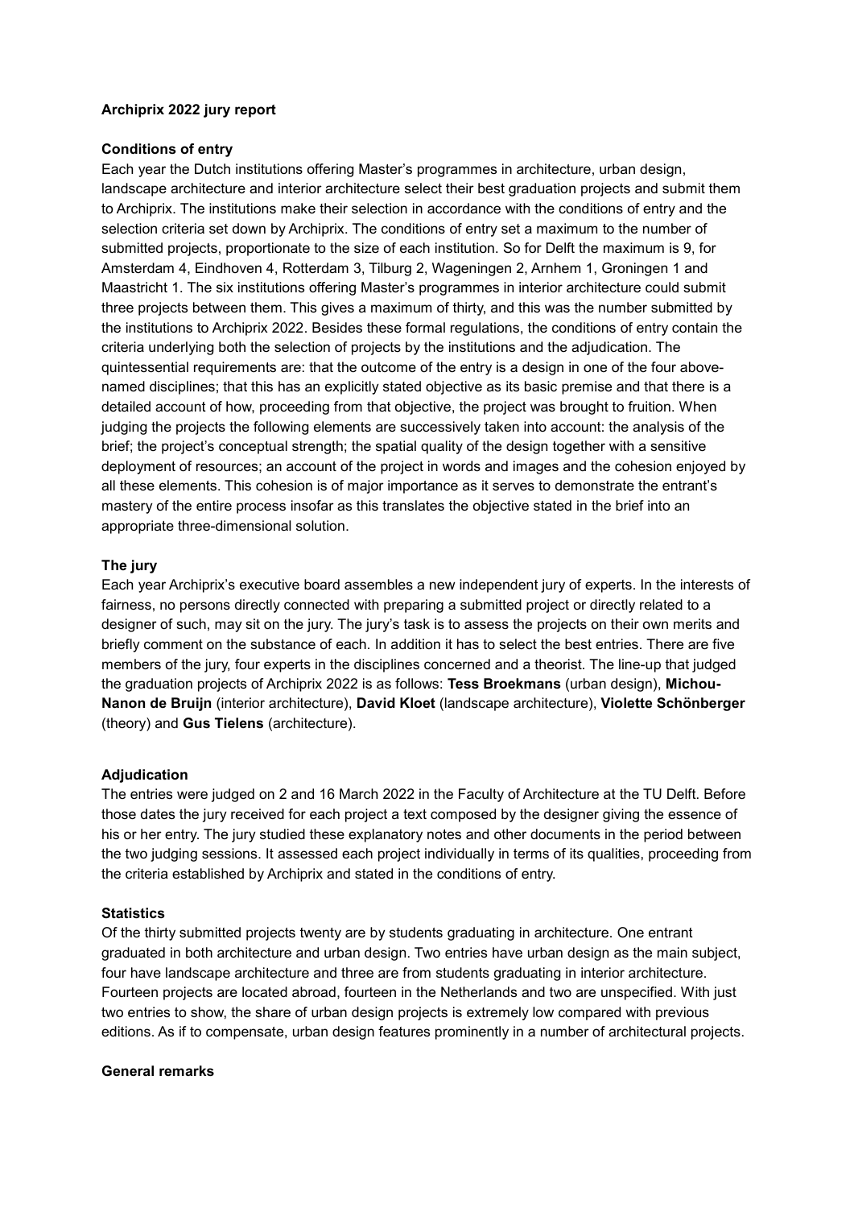# Archiprix 2022 jury report

## Conditions of entry

Each year the Dutch institutions offering Master's programmes in architecture, urban design, landscape architecture and interior architecture select their best graduation projects and submit them to Archiprix. The institutions make their selection in accordance with the conditions of entry and the selection criteria set down by Archiprix. The conditions of entry set a maximum to the number of submitted projects, proportionate to the size of each institution. So for Delft the maximum is 9, for Amsterdam 4, Eindhoven 4, Rotterdam 3, Tilburg 2, Wageningen 2, Arnhem 1, Groningen 1 and Maastricht 1. The six institutions offering Master's programmes in interior architecture could submit three projects between them. This gives a maximum of thirty, and this was the number submitted by the institutions to Archiprix 2022. Besides these formal regulations, the conditions of entry contain the criteria underlying both the selection of projects by the institutions and the adjudication. The quintessential requirements are: that the outcome of the entry is a design in one of the four above-named disciplines; that this has an explicitly stated objective as its basic premise and that there is a detailed account of how, proceeding from that objective, the project was brought to fruition. When judging the projects the following elements are successively taken into account: the analysis of the brief; the project's conceptual strength; the spatial quality of the design together with a sensitive deployment of resources; an account of the project in words and images and the cohesion enjoyed by all these elements. This cohesion is of major importance as it serves to demonstrate the entrant's mastery of the entire process insofar as this translates the objective stated in the brief into an appropriate three-dimensional solution.

## The jury

Each year Archiprix's executive board assembles a new independent jury of experts. In the interests of fairness, no persons directly connected with preparing a submitted project or directly related to a designer of such, may sit on the jury. The jury's task is to assess the projects on their own merits and briefly comment on the substance of each. In addition it has to select the best entries. There are five members of the jury, four experts in the disciplines concerned and a theorist. The line-up that judged the graduation projects of Archiprix 2022 is as follows: **Tess Broekmans** (urban design), **Michou-Nanon de Bruijn** (interior architecture), **David Kloet** (landscape architecture), **Violette Schönberger** (theory) and **Gus Tielens** (architecture).

## Adjudication

The entries were judged on 2 and 16 March 2022 in the Faculty of Architecture at the TU Delft. Before those dates the jury received for each project a text composed by the designer giving the essence of his or her entry. The jury studied these explanatory notes and other documents in the period between the two judging sessions. It assessed each project individually in terms of its qualities, proceeding from the criteria established by Archiprix and stated in the conditions of entry.

## Statistics

Of the thirty submitted projects twenty are by students graduating in architecture. One entrant graduated in both architecture and urban design. Two entries have urban design as the main subject, four have landscape architecture and three are from students graduating in interior architecture. Fourteen projects are located abroad, fourteen in the Netherlands and two are unspecified. With just two entries to show, the share of urban design projects is extremely low compared with previous editions. As if to compensate, urban design features prominently in a number of architectural projects.

## General remarks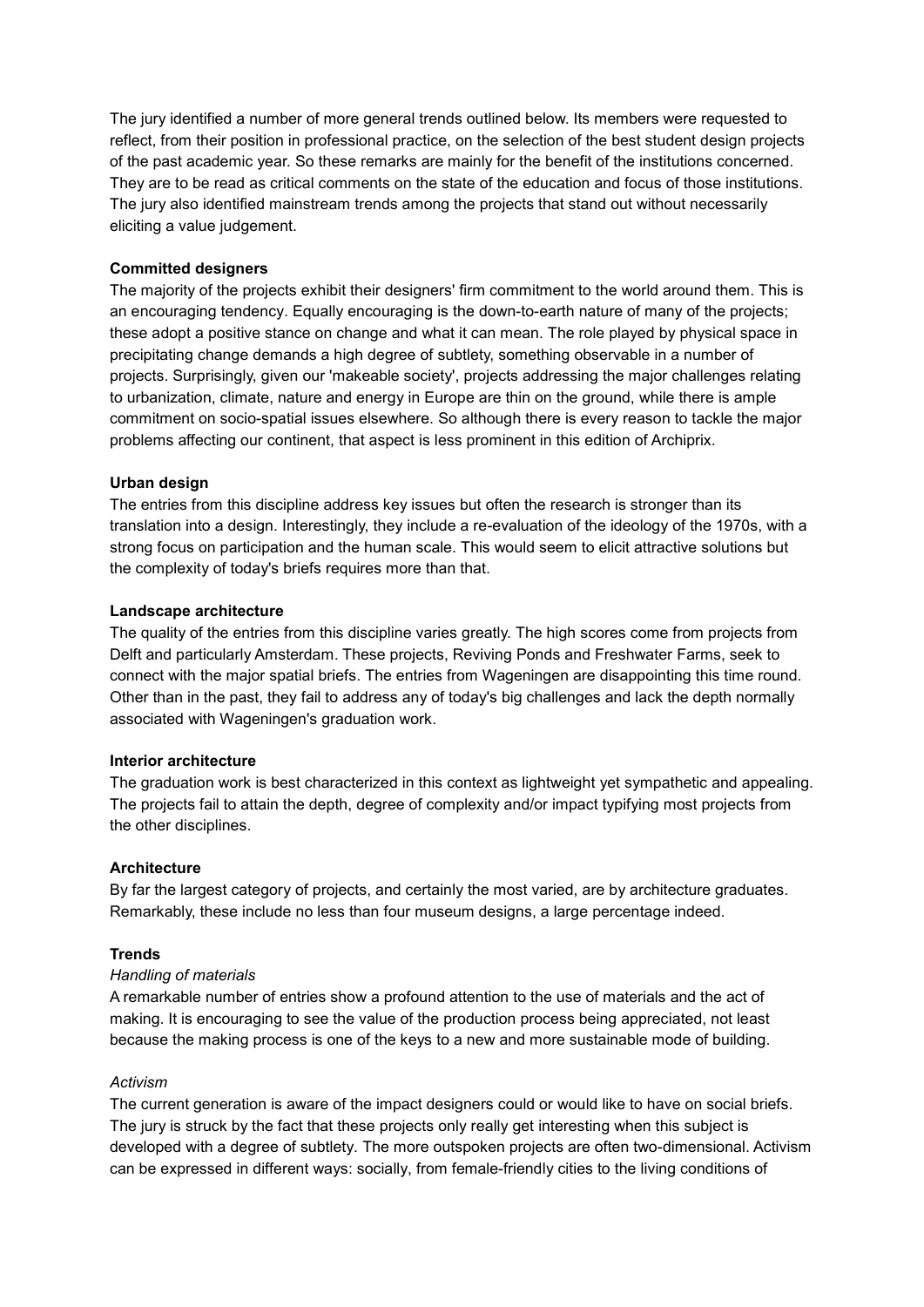The jury identified a number of more general trends outlined below. Its members were requested to reflect, from their position in professional practice, on the selection of the best student design projects of the past academic year. So these remarks are mainly for the benefit of the institutions concerned. They are to be read as critical comments on the state of the education and focus of those institutions. The jury also identified mainstream trends among the projects that stand out without necessarily eliciting a value judgement.

**Committed designers**

The majority of the projects exhibit their designers' firm commitment to the world around them. This is an encouraging tendency. Equally encouraging is the down-to-earth nature of many of the projects; these adopt a positive stance on change and what it can mean. The role played by physical space in precipitating change demands a high degree of subtlety, something observable in a number of projects. Surprisingly, given our 'makeable society', projects addressing the major challenges relating to urbanization, climate, nature and energy in Europe are thin on the ground, while there is ample commitment on socio-spatial issues elsewhere. So although there is every reason to tackle the major problems affecting our continent, that aspect is less prominent in this edition of Archiprix.

**Urban design**

The entries from this discipline address key issues but often the research is stronger than its translation into a design. Interestingly, they include a re-evaluation of the ideology of the 1970s, with a strong focus on participation and the human scale. This would seem to elicit attractive solutions but the complexity of today's briefs requires more than that.

**Landscape architecture**

The quality of the entries from this discipline varies greatly. The high scores come from projects from Delft and particularly Amsterdam. These projects, Reviving Ponds and Freshwater Farms, seek to connect with the major spatial briefs. The entries from Wageningen are disappointing this time round. Other than in the past, they fail to address any of today's big challenges and lack the depth normally associated with Wageningen's graduation work.

**Interior architecture**

The graduation work is best characterized in this context as lightweight yet sympathetic and appealing. The projects fail to attain the depth, degree of complexity and/or impact typifying most projects from the other disciplines.

**Architecture**

By far the largest category of projects, and certainly the most varied, are by architecture graduates. Remarkably, these include no less than four museum designs, a large percentage indeed.

**Trends**

*Handling of materials*

A remarkable number of entries show a profound attention to the use of materials and the act of making. It is encouraging to see the value of the production process being appreciated, not least because the making process is one of the keys to a new and more sustainable mode of building.

*Activism*

The current generation is aware of the impact designers could or would like to have on social briefs. The jury is struck by the fact that these projects only really get interesting when this subject is developed with a degree of subtlety. The more outspoken projects are often two-dimensional. Activism can be expressed in different ways: socially, from female-friendly cities to the living conditions of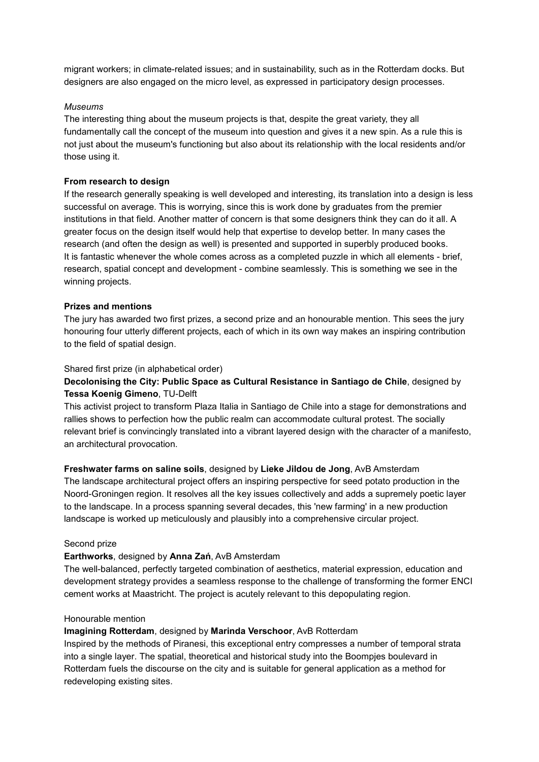migrant workers; in climate-related issues; and in sustainability, such as in the Rotterdam docks. But designers are also engaged on the micro level, as expressed in participatory design processes.

*Museums*

The interesting thing about the museum projects is that, despite the great variety, they all fundamentally call the concept of the museum into question and gives it a new spin. As a rule this is not just about the museum's functioning but also about its relationship with the local residents and/or those using it.

**From research to design**

If the research generally speaking is well developed and interesting, its translation into a design is less successful on average. This is worrying, since this is work done by graduates from the premier institutions in that field. Another matter of concern is that some designers think they can do it all. A greater focus on the design itself would help that expertise to develop better. In many cases the research (and often the design as well) is presented and supported in superbly produced books.
It is fantastic whenever the whole comes across as a completed puzzle in which all elements - brief, research, spatial concept and development - combine seamlessly. This is something we see in the winning projects.

**Prizes and mentions**

The jury has awarded two first prizes, a second prize and an honourable mention. This sees the jury honouring four utterly different projects, each of which in its own way makes an inspiring contribution to the field of spatial design.

Shared first prize (in alphabetical order)

**Decolonising the City: Public Space as Cultural Resistance in Santiago de Chile**, designed by **Tessa Koenig Gimeno**, TU-Delft

This activist project to transform Plaza Italia in Santiago de Chile into a stage for demonstrations and rallies shows to perfection how the public realm can accommodate cultural protest. The socially relevant brief is convincingly translated into a vibrant layered design with the character of a manifesto, an architectural provocation.

**Freshwater farms on saline soils**, designed by **Lieke Jildou de Jong**, AvB Amsterdam

The landscape architectural project offers an inspiring perspective for seed potato production in the Noord-Groningen region. It resolves all the key issues collectively and adds a supremely poetic layer to the landscape. In a process spanning several decades, this 'new farming' in a new production landscape is worked up meticulously and plausibly into a comprehensive circular project.

Second prize

**Earthworks**, designed by **Anna Zań**, AvB Amsterdam

The well-balanced, perfectly targeted combination of aesthetics, material expression, education and development strategy provides a seamless response to the challenge of transforming the former ENCI cement works at Maastricht. The project is acutely relevant to this depopulating region.

Honourable mention

**Imagining Rotterdam**, designed by **Marinda Verschoor**, AvB Rotterdam

Inspired by the methods of Piranesi, this exceptional entry compresses a number of temporal strata into a single layer. The spatial, theoretical and historical study into the Boompjes boulevard in Rotterdam fuels the discourse on the city and is suitable for general application as a method for redeveloping existing sites.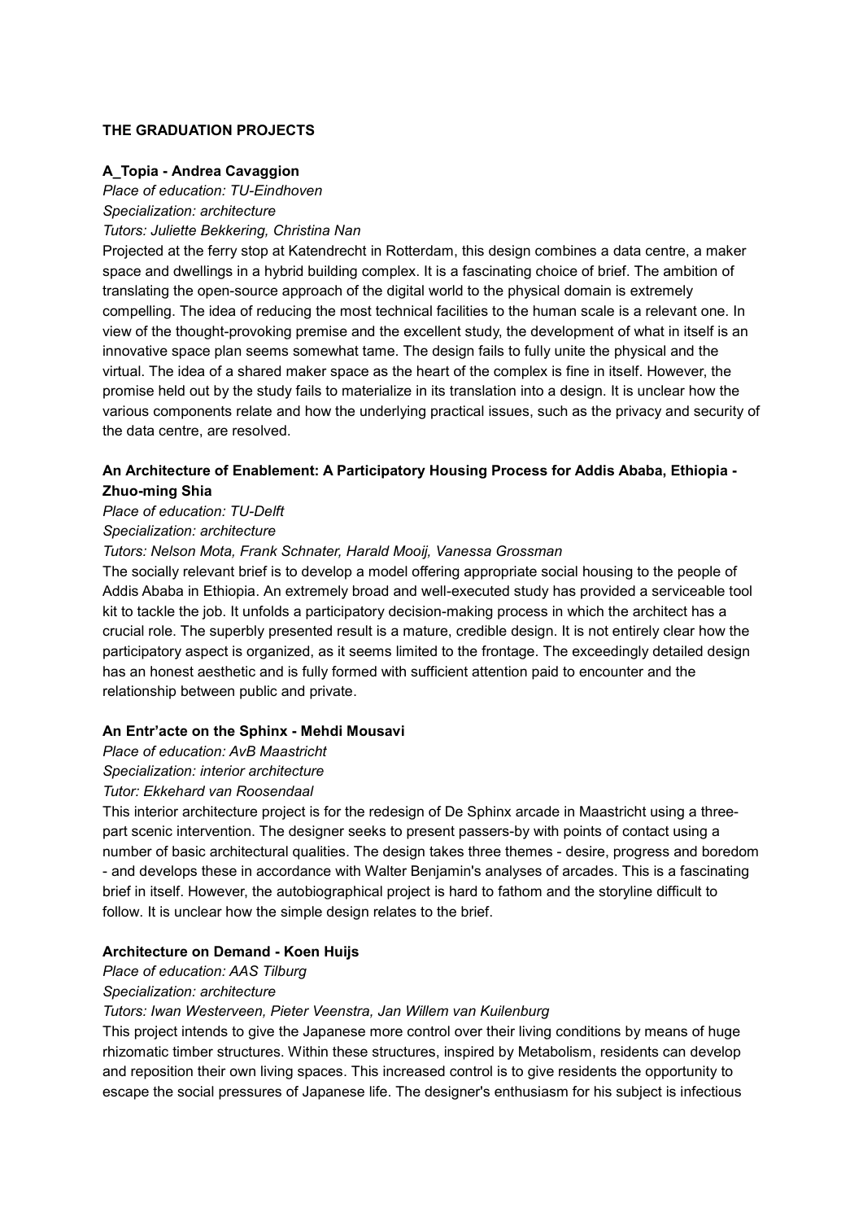## THE GRADUATION PROJECTS

### A_Topia - Andrea Cavaggion

*Place of education: TU-Eindhoven*
*Specialization: architecture*
*Tutors: Juliette Bekkering, Christina Nan*

Projected at the ferry stop at Katendrecht in Rotterdam, this design combines a data centre, a maker space and dwellings in a hybrid building complex. It is a fascinating choice of brief. The ambition of translating the open-source approach of the digital world to the physical domain is extremely compelling. The idea of reducing the most technical facilities to the human scale is a relevant one. In view of the thought-provoking premise and the excellent study, the development of what in itself is an innovative space plan seems somewhat tame. The design fails to fully unite the physical and the virtual. The idea of a shared maker space as the heart of the complex is fine in itself. However, the promise held out by the study fails to materialize in its translation into a design. It is unclear how the various components relate and how the underlying practical issues, such as the privacy and security of the data centre, are resolved.

### An Architecture of Enablement: A Participatory Housing Process for Addis Ababa, Ethiopia - Zhuo-ming Shia

*Place of education: TU-Delft*
*Specialization: architecture*
*Tutors: Nelson Mota, Frank Schnater, Harald Mooij, Vanessa Grossman*

The socially relevant brief is to develop a model offering appropriate social housing to the people of Addis Ababa in Ethiopia. An extremely broad and well-executed study has provided a serviceable tool kit to tackle the job. It unfolds a participatory decision-making process in which the architect has a crucial role. The superbly presented result is a mature, credible design. It is not entirely clear how the participatory aspect is organized, as it seems limited to the frontage. The exceedingly detailed design has an honest aesthetic and is fully formed with sufficient attention paid to encounter and the relationship between public and private.

### An Entr'acte on the Sphinx - Mehdi Mousavi

*Place of education: AvB Maastricht*
*Specialization: interior architecture*
*Tutor: Ekkehard van Roosendaal*

This interior architecture project is for the redesign of De Sphinx arcade in Maastricht using a three-part scenic intervention. The designer seeks to present passers-by with points of contact using a number of basic architectural qualities. The design takes three themes - desire, progress and boredom - and develops these in accordance with Walter Benjamin's analyses of arcades. This is a fascinating brief in itself. However, the autobiographical project is hard to fathom and the storyline difficult to follow. It is unclear how the simple design relates to the brief.

### Architecture on Demand - Koen Huijs

*Place of education: AAS Tilburg*
*Specialization: architecture*
*Tutors: Iwan Westerveen, Pieter Veenstra, Jan Willem van Kuilenburg*

This project intends to give the Japanese more control over their living conditions by means of huge rhizomatic timber structures. Within these structures, inspired by Metabolism, residents can develop and reposition their own living spaces. This increased control is to give residents the opportunity to escape the social pressures of Japanese life. The designer's enthusiasm for his subject is infectious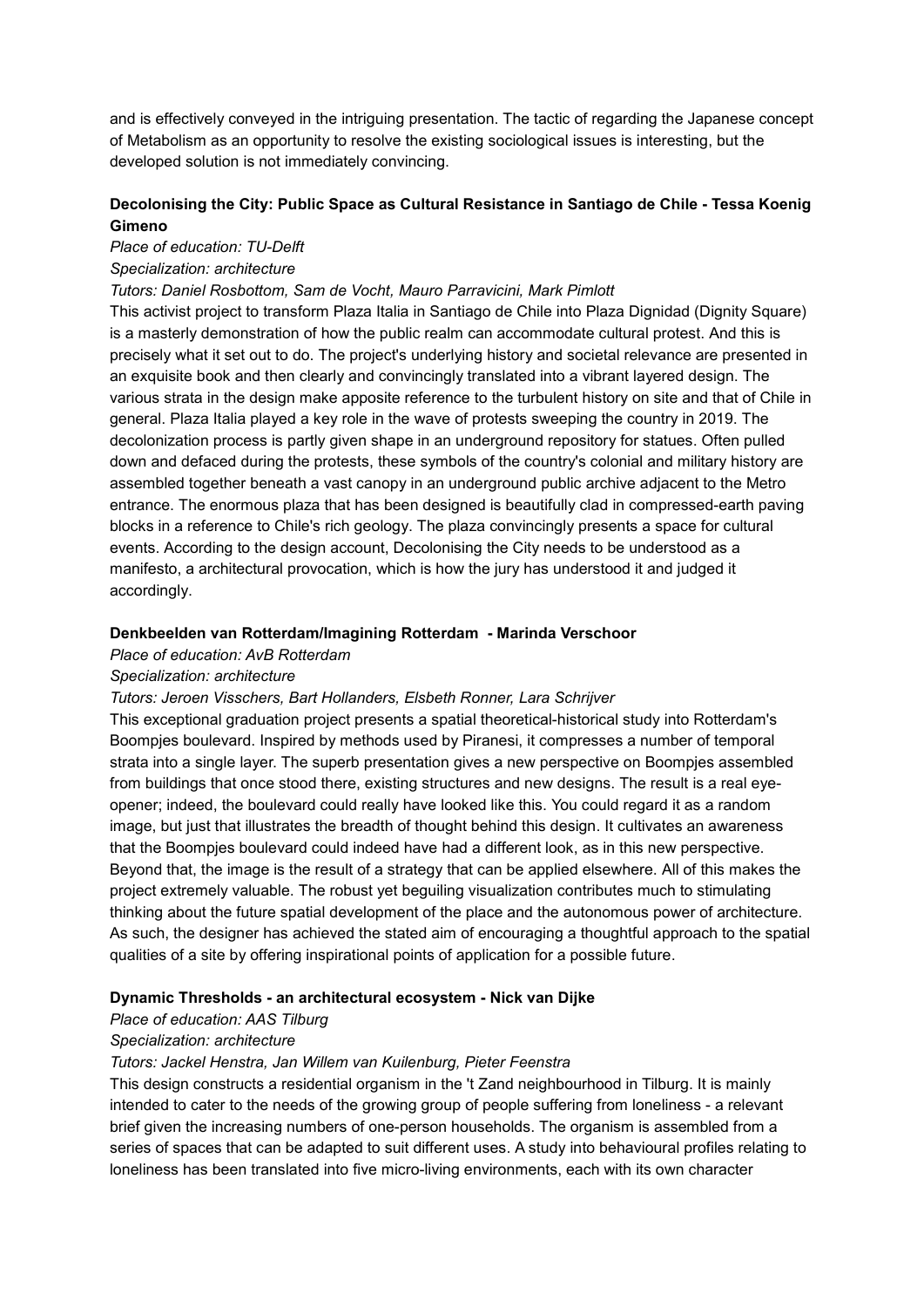and is effectively conveyed in the intriguing presentation. The tactic of regarding the Japanese concept of Metabolism as an opportunity to resolve the existing sociological issues is interesting, but the developed solution is not immediately convincing.

**Decolonising the City: Public Space as Cultural Resistance in Santiago de Chile - Tessa Koenig Gimeno**

*Place of education: TU-Delft*

*Specialization: architecture*

*Tutors: Daniel Rosbottom, Sam de Vocht, Mauro Parravicini, Mark Pimlott*

This activist project to transform Plaza Italia in Santiago de Chile into Plaza Dignidad (Dignity Square) is a masterly demonstration of how the public realm can accommodate cultural protest. And this is precisely what it set out to do. The project's underlying history and societal relevance are presented in an exquisite book and then clearly and convincingly translated into a vibrant layered design. The various strata in the design make apposite reference to the turbulent history on site and that of Chile in general. Plaza Italia played a key role in the wave of protests sweeping the country in 2019. The decolonization process is partly given shape in an underground repository for statues. Often pulled down and defaced during the protests, these symbols of the country's colonial and military history are assembled together beneath a vast canopy in an underground public archive adjacent to the Metro entrance. The enormous plaza that has been designed is beautifully clad in compressed-earth paving blocks in a reference to Chile's rich geology. The plaza convincingly presents a space for cultural events. According to the design account, Decolonising the City needs to be understood as a manifesto, a architectural provocation, which is how the jury has understood it and judged it accordingly.

**Denkbeelden van Rotterdam/Imagining Rotterdam - Marinda Verschoor**

*Place of education: AvB Rotterdam*

*Specialization: architecture*

*Tutors: Jeroen Visschers, Bart Hollanders, Elsbeth Ronner, Lara Schrijver*

This exceptional graduation project presents a spatial theoretical-historical study into Rotterdam's Boompjes boulevard. Inspired by methods used by Piranesi, it compresses a number of temporal strata into a single layer. The superb presentation gives a new perspective on Boompjes assembled from buildings that once stood there, existing structures and new designs. The result is a real eye-opener; indeed, the boulevard could really have looked like this. You could regard it as a random image, but just that illustrates the breadth of thought behind this design. It cultivates an awareness that the Boompjes boulevard could indeed have had a different look, as in this new perspective. Beyond that, the image is the result of a strategy that can be applied elsewhere. All of this makes the project extremely valuable. The robust yet beguiling visualization contributes much to stimulating thinking about the future spatial development of the place and the autonomous power of architecture. As such, the designer has achieved the stated aim of encouraging a thoughtful approach to the spatial qualities of a site by offering inspirational points of application for a possible future.

**Dynamic Thresholds - an architectural ecosystem - Nick van Dijke**

*Place of education: AAS Tilburg*

*Specialization: architecture*

*Tutors: Jackel Henstra, Jan Willem van Kuilenburg, Pieter Feenstra*

This design constructs a residential organism in the 't Zand neighbourhood in Tilburg. It is mainly intended to cater to the needs of the growing group of people suffering from loneliness - a relevant brief given the increasing numbers of one-person households. The organism is assembled from a series of spaces that can be adapted to suit different uses. A study into behavioural profiles relating to loneliness has been translated into five micro-living environments, each with its own character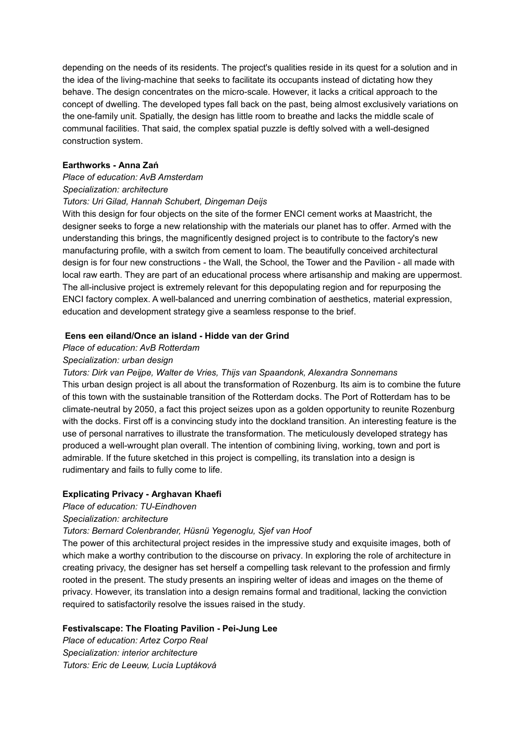depending on the needs of its residents. The project's qualities reside in its quest for a solution and in the idea of the living-machine that seeks to facilitate its occupants instead of dictating how they behave. The design concentrates on the micro-scale. However, it lacks a critical approach to the concept of dwelling. The developed types fall back on the past, being almost exclusively variations on the one-family unit. Spatially, the design has little room to breathe and lacks the middle scale of communal facilities. That said, the complex spatial puzzle is deftly solved with a well-designed construction system.

**Earthworks - Anna Zań**

*Place of education: AvB Amsterdam*
*Specialization: architecture*
*Tutors: Uri Gilad, Hannah Schubert, Dingeman Deijs*

With this design for four objects on the site of the former ENCI cement works at Maastricht, the designer seeks to forge a new relationship with the materials our planet has to offer. Armed with the understanding this brings, the magnificently designed project is to contribute to the factory's new manufacturing profile, with a switch from cement to loam. The beautifully conceived architectural design is for four new constructions - the Wall, the School, the Tower and the Pavilion - all made with local raw earth. They are part of an educational process where artisanship and making are uppermost. The all-inclusive project is extremely relevant for this depopulating region and for repurposing the ENCI factory complex. A well-balanced and unerring combination of aesthetics, material expression, education and development strategy give a seamless response to the brief.

**Eens een eiland/Once an island - Hidde van der Grind**

*Place of education: AvB Rotterdam*
*Specialization: urban design*
*Tutors: Dirk van Peijpe, Walter de Vries, Thijs van Spaandonk, Alexandra Sonnemans*

This urban design project is all about the transformation of Rozenburg. Its aim is to combine the future of this town with the sustainable transition of the Rotterdam docks. The Port of Rotterdam has to be climate-neutral by 2050, a fact this project seizes upon as a golden opportunity to reunite Rozenburg with the docks. First off is a convincing study into the dockland transition. An interesting feature is the use of personal narratives to illustrate the transformation. The meticulously developed strategy has produced a well-wrought plan overall. The intention of combining living, working, town and port is admirable. If the future sketched in this project is compelling, its translation into a design is rudimentary and fails to fully come to life.

**Explicating Privacy - Arghavan Khaefi**

*Place of education: TU-Eindhoven*
*Specialization: architecture*
*Tutors: Bernard Colenbrander, Hüsnü Yegenoglu, Sjef van Hoof*

The power of this architectural project resides in the impressive study and exquisite images, both of which make a worthy contribution to the discourse on privacy. In exploring the role of architecture in creating privacy, the designer has set herself a compelling task relevant to the profession and firmly rooted in the present. The study presents an inspiring welter of ideas and images on the theme of privacy. However, its translation into a design remains formal and traditional, lacking the conviction required to satisfactorily resolve the issues raised in the study.

**Festivalscape: The Floating Pavilion - Pei-Jung Lee**

*Place of education: Artez Corpo Real*
*Specialization: interior architecture*
*Tutors: Eric de Leeuw, Lucia Luptáková*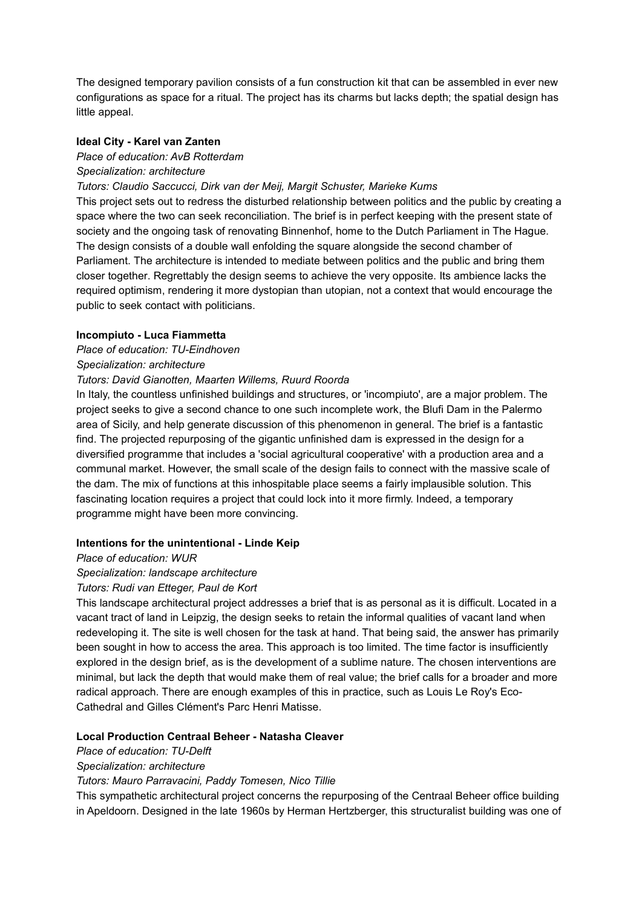The designed temporary pavilion consists of a fun construction kit that can be assembled in ever new configurations as space for a ritual. The project has its charms but lacks depth; the spatial design has little appeal.

**Ideal City - Karel van Zanten**

*Place of education: AvB Rotterdam*

*Specialization: architecture*

*Tutors: Claudio Saccucci, Dirk van der Meij, Margit Schuster, Marieke Kums*

This project sets out to redress the disturbed relationship between politics and the public by creating a space where the two can seek reconciliation. The brief is in perfect keeping with the present state of society and the ongoing task of renovating Binnenhof, home to the Dutch Parliament in The Hague. The design consists of a double wall enfolding the square alongside the second chamber of Parliament. The architecture is intended to mediate between politics and the public and bring them closer together. Regrettably the design seems to achieve the very opposite. Its ambience lacks the required optimism, rendering it more dystopian than utopian, not a context that would encourage the public to seek contact with politicians.

**Incompiuto - Luca Fiammetta**

*Place of education: TU-Eindhoven*

*Specialization: architecture*

*Tutors: David Gianotten, Maarten Willems, Ruurd Roorda*

In Italy, the countless unfinished buildings and structures, or 'incompiuto', are a major problem. The project seeks to give a second chance to one such incomplete work, the Blufi Dam in the Palermo area of Sicily, and help generate discussion of this phenomenon in general. The brief is a fantastic find. The projected repurposing of the gigantic unfinished dam is expressed in the design for a diversified programme that includes a 'social agricultural cooperative' with a production area and a communal market. However, the small scale of the design fails to connect with the massive scale of the dam. The mix of functions at this inhospitable place seems a fairly implausible solution. This fascinating location requires a project that could lock into it more firmly. Indeed, a temporary programme might have been more convincing.

**Intentions for the unintentional - Linde Keip**

*Place of education: WUR*

*Specialization: landscape architecture*

*Tutors: Rudi van Etteger, Paul de Kort*

This landscape architectural project addresses a brief that is as personal as it is difficult. Located in a vacant tract of land in Leipzig, the design seeks to retain the informal qualities of vacant land when redeveloping it. The site is well chosen for the task at hand. That being said, the answer has primarily been sought in how to access the area. This approach is too limited. The time factor is insufficiently explored in the design brief, as is the development of a sublime nature. The chosen interventions are minimal, but lack the depth that would make them of real value; the brief calls for a broader and more radical approach. There are enough examples of this in practice, such as Louis Le Roy's Eco-Cathedral and Gilles Clément's Parc Henri Matisse.

**Local Production Centraal Beheer - Natasha Cleaver**

*Place of education: TU-Delft*

*Specialization: architecture*

*Tutors: Mauro Parravacini, Paddy Tomesen, Nico Tillie*

This sympathetic architectural project concerns the repurposing of the Centraal Beheer office building in Apeldoorn. Designed in the late 1960s by Herman Hertzberger, this structuralist building was one of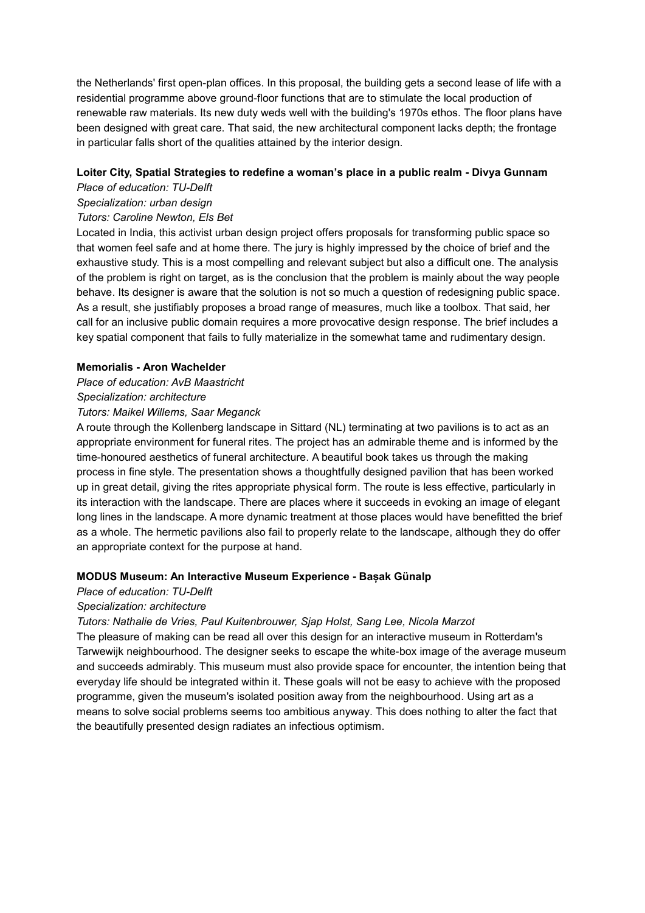the Netherlands' first open-plan offices. In this proposal, the building gets a second lease of life with a residential programme above ground-floor functions that are to stimulate the local production of renewable raw materials. Its new duty weds well with the building's 1970s ethos. The floor plans have been designed with great care. That said, the new architectural component lacks depth; the frontage in particular falls short of the qualities attained by the interior design.

**Loiter City, Spatial Strategies to redefine a woman's place in a public realm - Divya Gunnam**

*Place of education: TU-Delft*
*Specialization: urban design*
*Tutors: Caroline Newton, Els Bet*

Located in India, this activist urban design project offers proposals for transforming public space so that women feel safe and at home there. The jury is highly impressed by the choice of brief and the exhaustive study. This is a most compelling and relevant subject but also a difficult one. The analysis of the problem is right on target, as is the conclusion that the problem is mainly about the way people behave. Its designer is aware that the solution is not so much a question of redesigning public space. As a result, she justifiably proposes a broad range of measures, much like a toolbox. That said, her call for an inclusive public domain requires a more provocative design response. The brief includes a key spatial component that fails to fully materialize in the somewhat tame and rudimentary design.

**Memorialis - Aron Wachelder**

*Place of education: AvB Maastricht*
*Specialization: architecture*
*Tutors: Maikel Willems, Saar Meganck*

A route through the Kollenberg landscape in Sittard (NL) terminating at two pavilions is to act as an appropriate environment for funeral rites. The project has an admirable theme and is informed by the time-honoured aesthetics of funeral architecture. A beautiful book takes us through the making process in fine style. The presentation shows a thoughtfully designed pavilion that has been worked up in great detail, giving the rites appropriate physical form. The route is less effective, particularly in its interaction with the landscape. There are places where it succeeds in evoking an image of elegant long lines in the landscape. A more dynamic treatment at those places would have benefitted the brief as a whole. The hermetic pavilions also fail to properly relate to the landscape, although they do offer an appropriate context for the purpose at hand.

**MODUS Museum: An Interactive Museum Experience - Başak Günalp**

*Place of education: TU-Delft*
*Specialization: architecture*
*Tutors: Nathalie de Vries, Paul Kuitenbrouwer, Sjap Holst, Sang Lee, Nicola Marzot*

The pleasure of making can be read all over this design for an interactive museum in Rotterdam's Tarwewijk neighbourhood. The designer seeks to escape the white-box image of the average museum and succeeds admirably. This museum must also provide space for encounter, the intention being that everyday life should be integrated within it. These goals will not be easy to achieve with the proposed programme, given the museum's isolated position away from the neighbourhood. Using art as a means to solve social problems seems too ambitious anyway. This does nothing to alter the fact that the beautifully presented design radiates an infectious optimism.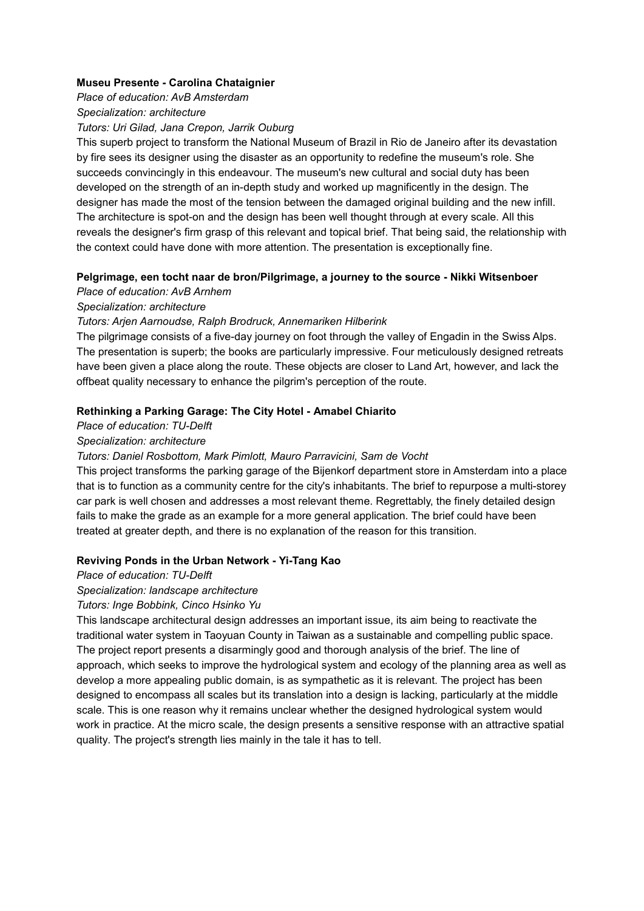**Museu Presente - Carolina Chataignier**

*Place of education: AvB Amsterdam*

*Specialization: architecture*

*Tutors: Uri Gilad, Jana Crepon, Jarrik Ouburg*

This superb project to transform the National Museum of Brazil in Rio de Janeiro after its devastation by fire sees its designer using the disaster as an opportunity to redefine the museum's role. She succeeds convincingly in this endeavour. The museum's new cultural and social duty has been developed on the strength of an in-depth study and worked up magnificently in the design. The designer has made the most of the tension between the damaged original building and the new infill. The architecture is spot-on and the design has been well thought through at every scale. All this reveals the designer's firm grasp of this relevant and topical brief. That being said, the relationship with the context could have done with more attention. The presentation is exceptionally fine.

**Pelgrimage, een tocht naar de bron/Pilgrimage, a journey to the source - Nikki Witsenboer**

*Place of education: AvB Arnhem*

*Specialization: architecture*

*Tutors: Arjen Aarnoudse, Ralph Brodruck, Annemariken Hilberink*

The pilgrimage consists of a five-day journey on foot through the valley of Engadin in the Swiss Alps. The presentation is superb; the books are particularly impressive. Four meticulously designed retreats have been given a place along the route. These objects are closer to Land Art, however, and lack the offbeat quality necessary to enhance the pilgrim's perception of the route.

**Rethinking a Parking Garage: The City Hotel - Amabel Chiarito**

*Place of education: TU-Delft*

*Specialization: architecture*

*Tutors: Daniel Rosbottom, Mark Pimlott, Mauro Parravicini, Sam de Vocht*

This project transforms the parking garage of the Bijenkorf department store in Amsterdam into a place that is to function as a community centre for the city's inhabitants. The brief to repurpose a multi-storey car park is well chosen and addresses a most relevant theme. Regrettably, the finely detailed design fails to make the grade as an example for a more general application. The brief could have been treated at greater depth, and there is no explanation of the reason for this transition.

**Reviving Ponds in the Urban Network - Yi-Tang Kao**

*Place of education: TU-Delft*

*Specialization: landscape architecture*

*Tutors: Inge Bobbink, Cinco Hsinko Yu*

This landscape architectural design addresses an important issue, its aim being to reactivate the traditional water system in Taoyuan County in Taiwan as a sustainable and compelling public space. The project report presents a disarmingly good and thorough analysis of the brief. The line of approach, which seeks to improve the hydrological system and ecology of the planning area as well as develop a more appealing public domain, is as sympathetic as it is relevant. The project has been designed to encompass all scales but its translation into a design is lacking, particularly at the middle scale. This is one reason why it remains unclear whether the designed hydrological system would work in practice. At the micro scale, the design presents a sensitive response with an attractive spatial quality. The project's strength lies mainly in the tale it has to tell.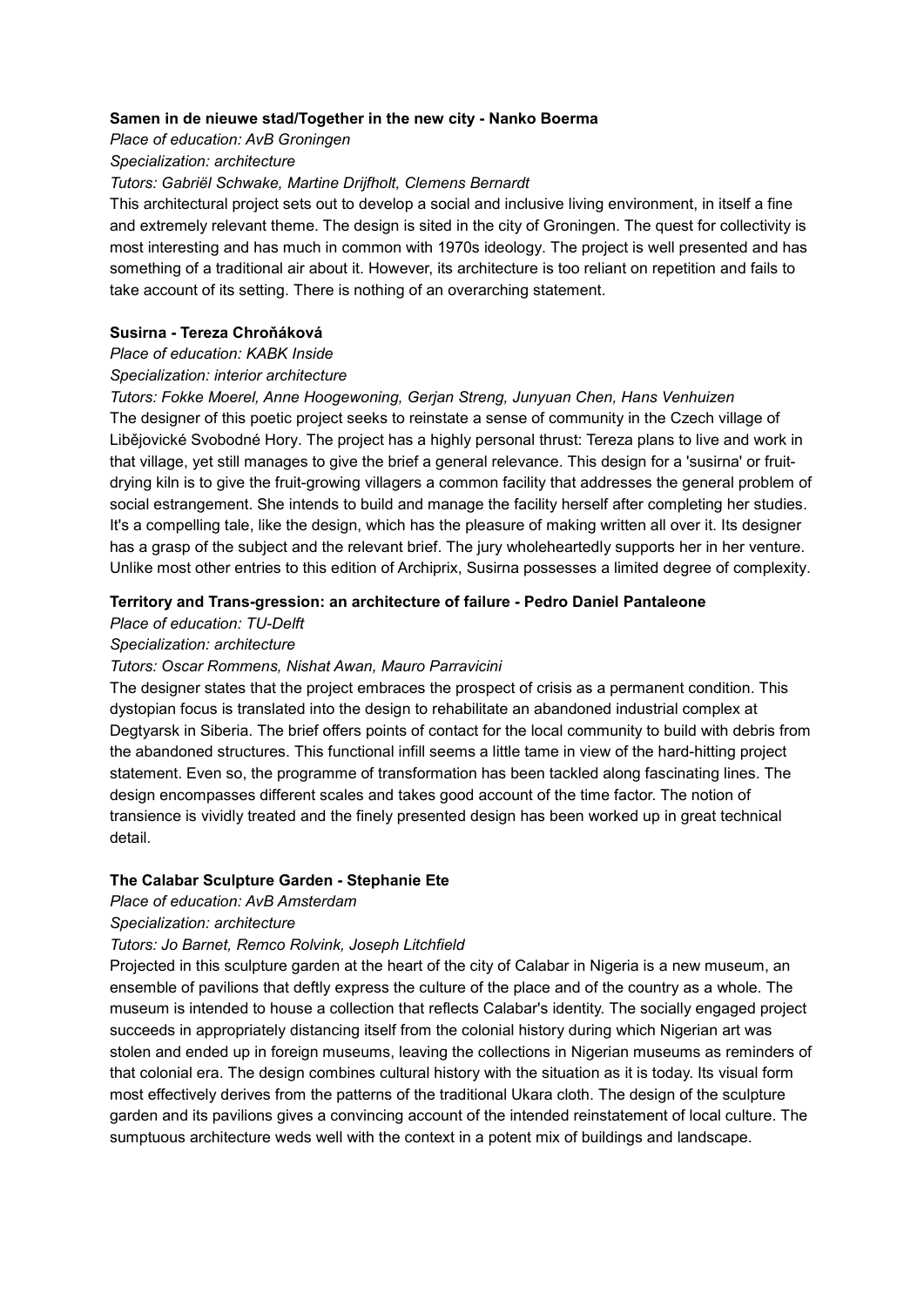**Samen in de nieuwe stad/Together in the new city - Nanko Boerma**

*Place of education: AvB Groningen*

*Specialization: architecture*

*Tutors: Gabriël Schwake, Martine Drijfholt, Clemens Bernardt*

This architectural project sets out to develop a social and inclusive living environment, in itself a fine and extremely relevant theme. The design is sited in the city of Groningen. The quest for collectivity is most interesting and has much in common with 1970s ideology. The project is well presented and has something of a traditional air about it. However, its architecture is too reliant on repetition and fails to take account of its setting. There is nothing of an overarching statement.

**Susirna - Tereza Chroňáková**

*Place of education: KABK Inside*

*Specialization: interior architecture*

*Tutors: Fokke Moerel, Anne Hoogewoning, Gerjan Streng, Junyuan Chen, Hans Venhuizen*

The designer of this poetic project seeks to reinstate a sense of community in the Czech village of Libějovické Svobodné Hory. The project has a highly personal thrust: Tereza plans to live and work in that village, yet still manages to give the brief a general relevance. This design for a 'susirna' or fruit-drying kiln is to give the fruit-growing villagers a common facility that addresses the general problem of social estrangement. She intends to build and manage the facility herself after completing her studies. It's a compelling tale, like the design, which has the pleasure of making written all over it. Its designer has a grasp of the subject and the relevant brief. The jury wholeheartedly supports her in her venture. Unlike most other entries to this edition of Archiprix, Susirna possesses a limited degree of complexity.

**Territory and Trans-gression: an architecture of failure - Pedro Daniel Pantaleone**

*Place of education: TU-Delft*

*Specialization: architecture*

*Tutors: Oscar Rommens, Nishat Awan, Mauro Parravicini*

The designer states that the project embraces the prospect of crisis as a permanent condition. This dystopian focus is translated into the design to rehabilitate an abandoned industrial complex at Degtyarsk in Siberia. The brief offers points of contact for the local community to build with debris from the abandoned structures. This functional infill seems a little tame in view of the hard-hitting project statement. Even so, the programme of transformation has been tackled along fascinating lines. The design encompasses different scales and takes good account of the time factor. The notion of transience is vividly treated and the finely presented design has been worked up in great technical detail.

**The Calabar Sculpture Garden - Stephanie Ete**

*Place of education: AvB Amsterdam*

*Specialization: architecture*

*Tutors: Jo Barnet, Remco Rolvink, Joseph Litchfield*

Projected in this sculpture garden at the heart of the city of Calabar in Nigeria is a new museum, an ensemble of pavilions that deftly express the culture of the place and of the country as a whole. The museum is intended to house a collection that reflects Calabar's identity. The socially engaged project succeeds in appropriately distancing itself from the colonial history during which Nigerian art was stolen and ended up in foreign museums, leaving the collections in Nigerian museums as reminders of that colonial era. The design combines cultural history with the situation as it is today. Its visual form most effectively derives from the patterns of the traditional Ukara cloth. The design of the sculpture garden and its pavilions gives a convincing account of the intended reinstatement of local culture. The sumptuous architecture weds well with the context in a potent mix of buildings and landscape.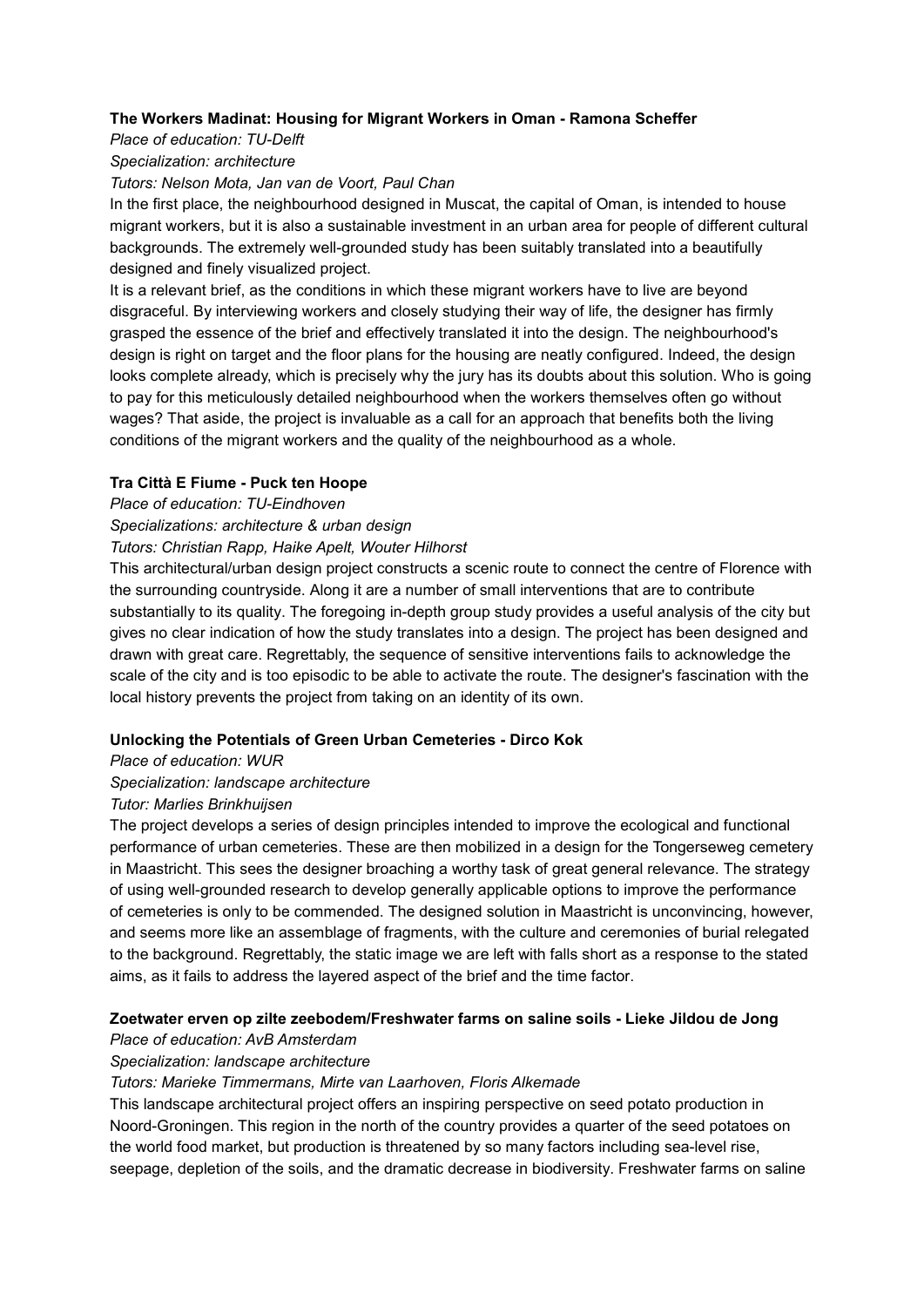**The Workers Madinat: Housing for Migrant Workers in Oman - Ramona Scheffer**

*Place of education: TU-Delft*

*Specialization: architecture*

*Tutors: Nelson Mota, Jan van de Voort, Paul Chan*

In the first place, the neighbourhood designed in Muscat, the capital of Oman, is intended to house migrant workers, but it is also a sustainable investment in an urban area for people of different cultural backgrounds. The extremely well-grounded study has been suitably translated into a beautifully designed and finely visualized project.

It is a relevant brief, as the conditions in which these migrant workers have to live are beyond disgraceful. By interviewing workers and closely studying their way of life, the designer has firmly grasped the essence of the brief and effectively translated it into the design. The neighbourhood's design is right on target and the floor plans for the housing are neatly configured. Indeed, the design looks complete already, which is precisely why the jury has its doubts about this solution. Who is going to pay for this meticulously detailed neighbourhood when the workers themselves often go without wages? That aside, the project is invaluable as a call for an approach that benefits both the living conditions of the migrant workers and the quality of the neighbourhood as a whole.

**Tra Città E Fiume - Puck ten Hoope**

*Place of education: TU-Eindhoven*

*Specializations: architecture & urban design*

*Tutors: Christian Rapp, Haike Apelt, Wouter Hilhorst*

This architectural/urban design project constructs a scenic route to connect the centre of Florence with the surrounding countryside. Along it are a number of small interventions that are to contribute substantially to its quality. The foregoing in-depth group study provides a useful analysis of the city but gives no clear indication of how the study translates into a design. The project has been designed and drawn with great care. Regrettably, the sequence of sensitive interventions fails to acknowledge the scale of the city and is too episodic to be able to activate the route. The designer's fascination with the local history prevents the project from taking on an identity of its own.

**Unlocking the Potentials of Green Urban Cemeteries - Dirco Kok**

*Place of education: WUR*

*Specialization: landscape architecture*

*Tutor: Marlies Brinkhuijsen*

The project develops a series of design principles intended to improve the ecological and functional performance of urban cemeteries. These are then mobilized in a design for the Tongerseweg cemetery in Maastricht. This sees the designer broaching a worthy task of great general relevance. The strategy of using well-grounded research to develop generally applicable options to improve the performance of cemeteries is only to be commended. The designed solution in Maastricht is unconvincing, however, and seems more like an assemblage of fragments, with the culture and ceremonies of burial relegated to the background. Regrettably, the static image we are left with falls short as a response to the stated aims, as it fails to address the layered aspect of the brief and the time factor.

**Zoetwater erven op zilte zeebodem/Freshwater farms on saline soils - Lieke Jildou de Jong**

*Place of education: AvB Amsterdam*

*Specialization: landscape architecture*

*Tutors: Marieke Timmermans, Mirte van Laarhoven, Floris Alkemade*

This landscape architectural project offers an inspiring perspective on seed potato production in Noord-Groningen. This region in the north of the country provides a quarter of the seed potatoes on the world food market, but production is threatened by so many factors including sea-level rise, seepage, depletion of the soils, and the dramatic decrease in biodiversity. Freshwater farms on saline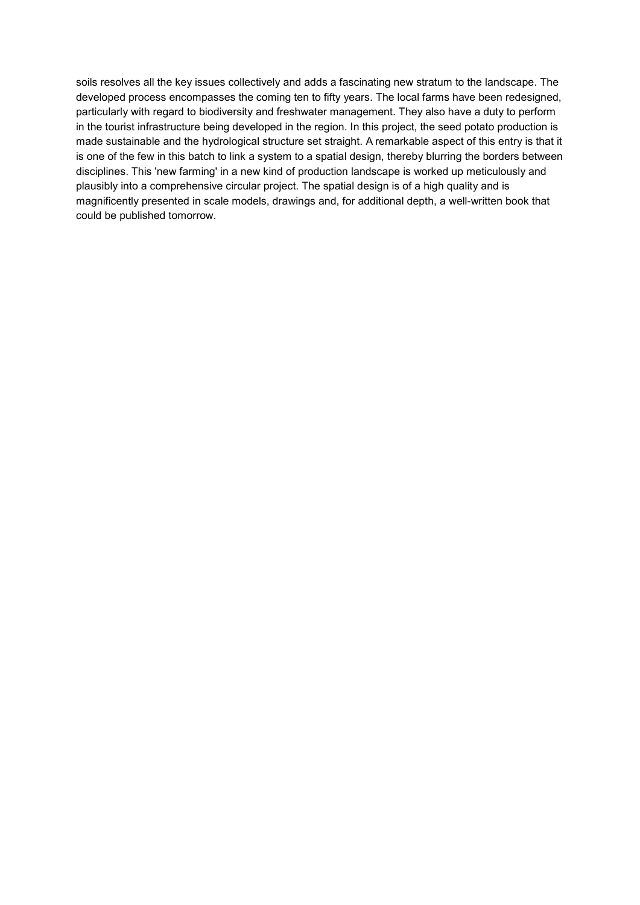soils resolves all the key issues collectively and adds a fascinating new stratum to the landscape. The developed process encompasses the coming ten to fifty years. The local farms have been redesigned, particularly with regard to biodiversity and freshwater management. They also have a duty to perform in the tourist infrastructure being developed in the region. In this project, the seed potato production is made sustainable and the hydrological structure set straight. A remarkable aspect of this entry is that it is one of the few in this batch to link a system to a spatial design, thereby blurring the borders between disciplines. This 'new farming' in a new kind of production landscape is worked up meticulously and plausibly into a comprehensive circular project. The spatial design is of a high quality and is magnificently presented in scale models, drawings and, for additional depth, a well-written book that could be published tomorrow.